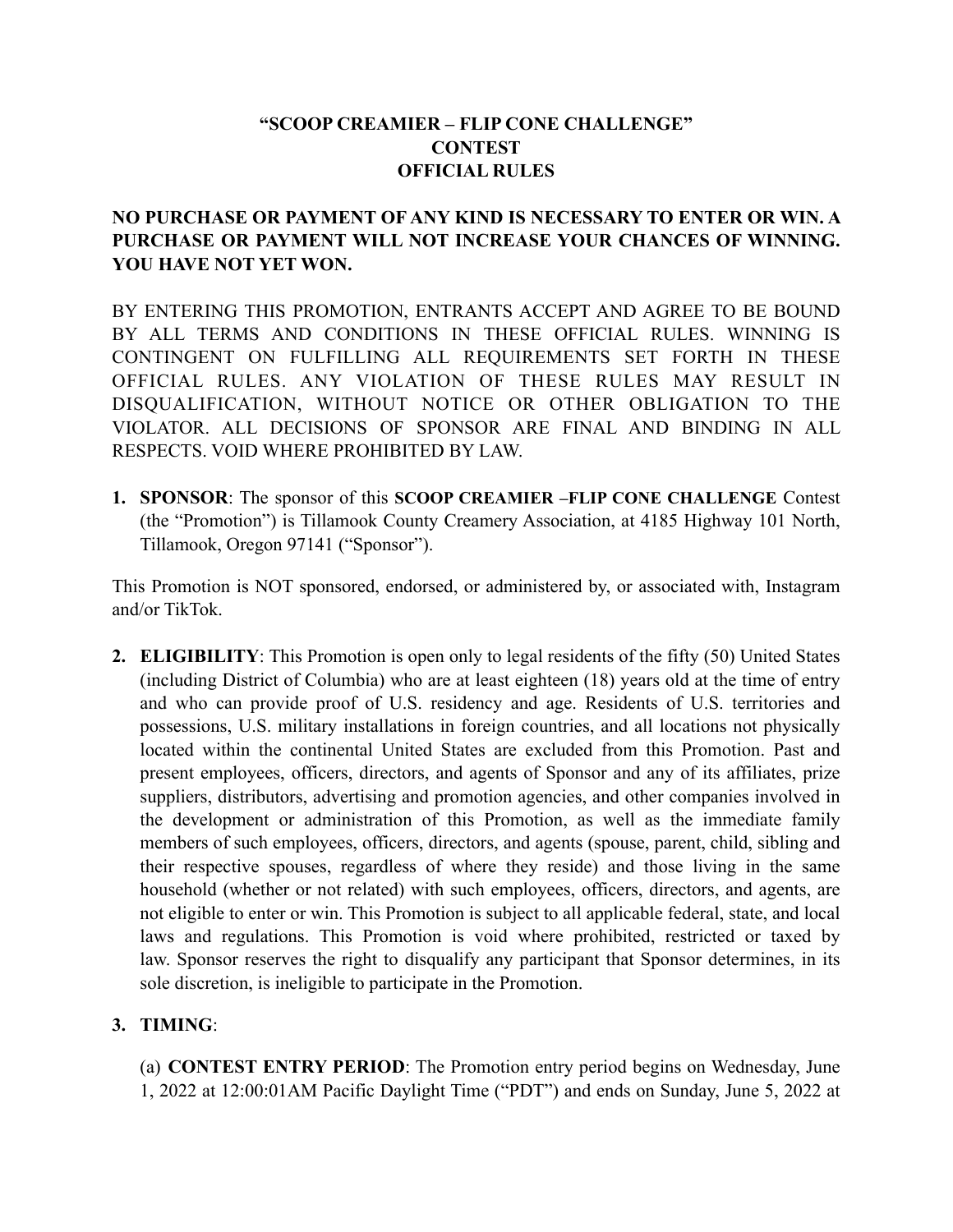# "SCOOP CREAMIER – FLIP CONE CHALLENGE"
# CONTEST
# OFFICIAL RULES

**NO PURCHASE OR PAYMENT OF ANY KIND IS NECESSARY TO ENTER OR WIN. A PURCHASE OR PAYMENT WILL NOT INCREASE YOUR CHANCES OF WINNING. YOU HAVE NOT YET WON.**

BY ENTERING THIS PROMOTION, ENTRANTS ACCEPT AND AGREE TO BE BOUND BY ALL TERMS AND CONDITIONS IN THESE OFFICIAL RULES. WINNING IS CONTINGENT ON FULFILLING ALL REQUIREMENTS SET FORTH IN THESE OFFICIAL RULES. ANY VIOLATION OF THESE RULES MAY RESULT IN DISQUALIFICATION, WITHOUT NOTICE OR OTHER OBLIGATION TO THE VIOLATOR. ALL DECISIONS OF SPONSOR ARE FINAL AND BINDING IN ALL RESPECTS. VOID WHERE PROHIBITED BY LAW.

1. **SPONSOR**: The sponsor of this **SCOOP CREAMIER –FLIP CONE CHALLENGE** Contest (the "Promotion") is Tillamook County Creamery Association, at 4185 Highway 101 North, Tillamook, Oregon 97141 ("Sponsor").

This Promotion is NOT sponsored, endorsed, or administered by, or associated with, Instagram and/or TikTok.

2. **ELIGIBILITY**: This Promotion is open only to legal residents of the fifty (50) United States (including District of Columbia) who are at least eighteen (18) years old at the time of entry and who can provide proof of U.S. residency and age. Residents of U.S. territories and possessions, U.S. military installations in foreign countries, and all locations not physically located within the continental United States are excluded from this Promotion. Past and present employees, officers, directors, and agents of Sponsor and any of its affiliates, prize suppliers, distributors, advertising and promotion agencies, and other companies involved in the development or administration of this Promotion, as well as the immediate family members of such employees, officers, directors, and agents (spouse, parent, child, sibling and their respective spouses, regardless of where they reside) and those living in the same household (whether or not related) with such employees, officers, directors, and agents, are not eligible to enter or win. This Promotion is subject to all applicable federal, state, and local laws and regulations. This Promotion is void where prohibited, restricted or taxed by law. Sponsor reserves the right to disqualify any participant that Sponsor determines, in its sole discretion, is ineligible to participate in the Promotion.

3. **TIMING**:

   (a) **CONTEST ENTRY PERIOD**: The Promotion entry period begins on Wednesday, June 1, 2022 at 12:00:01AM Pacific Daylight Time ("PDT") and ends on Sunday, June 5, 2022 at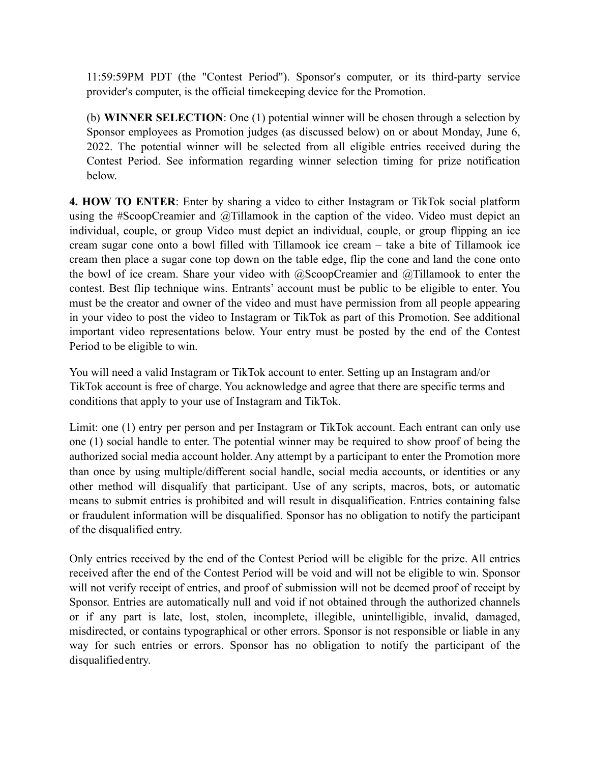11:59:59PM PDT (the "Contest Period"). Sponsor's computer, or its third-party service provider's computer, is the official timekeeping device for the Promotion.

(b) **WINNER SELECTION**: One (1) potential winner will be chosen through a selection by Sponsor employees as Promotion judges (as discussed below) on or about Monday, June 6, 2022. The potential winner will be selected from all eligible entries received during the Contest Period. See information regarding winner selection timing for prize notification below.

**4. HOW TO ENTER**: Enter by sharing a video to either Instagram or TikTok social platform using the #ScoopCreamier and @Tillamook in the caption of the video. Video must depict an individual, couple, or group Video must depict an individual, couple, or group flipping an ice cream sugar cone onto a bowl filled with Tillamook ice cream – take a bite of Tillamook ice cream then place a sugar cone top down on the table edge, flip the cone and land the cone onto the bowl of ice cream. Share your video with @ScoopCreamier and @Tillamook to enter the contest. Best flip technique wins. Entrants' account must be public to be eligible to enter. You must be the creator and owner of the video and must have permission from all people appearing in your video to post the video to Instagram or TikTok as part of this Promotion. See additional important video representations below. Your entry must be posted by the end of the Contest Period to be eligible to win.

You will need a valid Instagram or TikTok account to enter. Setting up an Instagram and/or TikTok account is free of charge. You acknowledge and agree that there are specific terms and conditions that apply to your use of Instagram and TikTok.

Limit: one (1) entry per person and per Instagram or TikTok account. Each entrant can only use one (1) social handle to enter. The potential winner may be required to show proof of being the authorized social media account holder. Any attempt by a participant to enter the Promotion more than once by using multiple/different social handle, social media accounts, or identities or any other method will disqualify that participant. Use of any scripts, macros, bots, or automatic means to submit entries is prohibited and will result in disqualification. Entries containing false or fraudulent information will be disqualified. Sponsor has no obligation to notify the participant of the disqualified entry.

Only entries received by the end of the Contest Period will be eligible for the prize. All entries received after the end of the Contest Period will be void and will not be eligible to win. Sponsor will not verify receipt of entries, and proof of submission will not be deemed proof of receipt by Sponsor. Entries are automatically null and void if not obtained through the authorized channels or if any part is late, lost, stolen, incomplete, illegible, unintelligible, invalid, damaged, misdirected, or contains typographical or other errors. Sponsor is not responsible or liable in any way for such entries or errors. Sponsor has no obligation to notify the participant of the disqualified entry.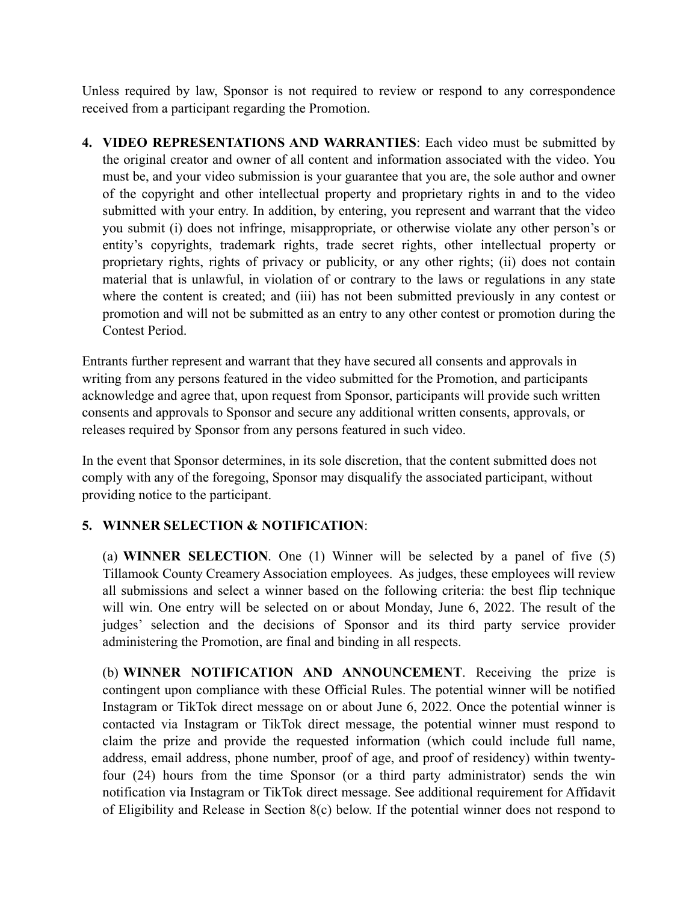Unless required by law, Sponsor is not required to review or respond to any correspondence received from a participant regarding the Promotion.

4. **VIDEO REPRESENTATIONS AND WARRANTIES**: Each video must be submitted by the original creator and owner of all content and information associated with the video. You must be, and your video submission is your guarantee that you are, the sole author and owner of the copyright and other intellectual property and proprietary rights in and to the video submitted with your entry. In addition, by entering, you represent and warrant that the video you submit (i) does not infringe, misappropriate, or otherwise violate any other person's or entity's copyrights, trademark rights, trade secret rights, other intellectual property or proprietary rights, rights of privacy or publicity, or any other rights; (ii) does not contain material that is unlawful, in violation of or contrary to the laws or regulations in any state where the content is created; and (iii) has not been submitted previously in any contest or promotion and will not be submitted as an entry to any other contest or promotion during the Contest Period.

Entrants further represent and warrant that they have secured all consents and approvals in writing from any persons featured in the video submitted for the Promotion, and participants acknowledge and agree that, upon request from Sponsor, participants will provide such written consents and approvals to Sponsor and secure any additional written consents, approvals, or releases required by Sponsor from any persons featured in such video.

In the event that Sponsor determines, in its sole discretion, that the content submitted does not comply with any of the foregoing, Sponsor may disqualify the associated participant, without providing notice to the participant.

5. **WINNER SELECTION & NOTIFICATION**:

(a) **WINNER SELECTION**. One (1) Winner will be selected by a panel of five (5) Tillamook County Creamery Association employees. As judges, these employees will review all submissions and select a winner based on the following criteria: the best flip technique will win. One entry will be selected on or about Monday, June 6, 2022. The result of the judges' selection and the decisions of Sponsor and its third party service provider administering the Promotion, are final and binding in all respects.

(b) **WINNER NOTIFICATION AND ANNOUNCEMENT**. Receiving the prize is contingent upon compliance with these Official Rules. The potential winner will be notified Instagram or TikTok direct message on or about June 6, 2022. Once the potential winner is contacted via Instagram or TikTok direct message, the potential winner must respond to claim the prize and provide the requested information (which could include full name, address, email address, phone number, proof of age, and proof of residency) within twenty-four (24) hours from the time Sponsor (or a third party administrator) sends the win notification via Instagram or TikTok direct message. See additional requirement for Affidavit of Eligibility and Release in Section 8(c) below. If the potential winner does not respond to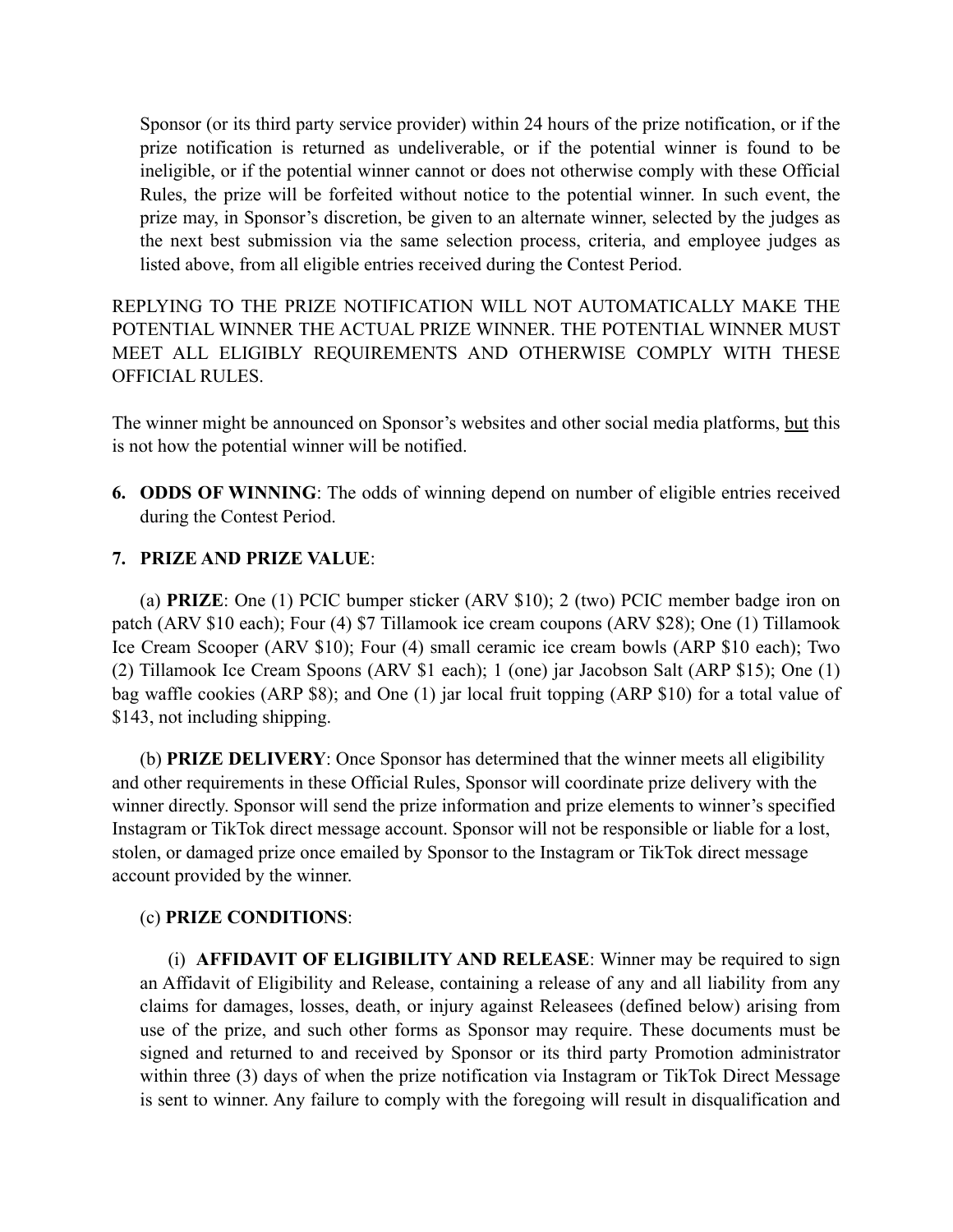Sponsor (or its third party service provider) within 24 hours of the prize notification, or if the prize notification is returned as undeliverable, or if the potential winner is found to be ineligible, or if the potential winner cannot or does not otherwise comply with these Official Rules, the prize will be forfeited without notice to the potential winner. In such event, the prize may, in Sponsor's discretion, be given to an alternate winner, selected by the judges as the next best submission via the same selection process, criteria, and employee judges as listed above, from all eligible entries received during the Contest Period.

REPLYING TO THE PRIZE NOTIFICATION WILL NOT AUTOMATICALLY MAKE THE POTENTIAL WINNER THE ACTUAL PRIZE WINNER. THE POTENTIAL WINNER MUST MEET ALL ELIGIBLY REQUIREMENTS AND OTHERWISE COMPLY WITH THESE OFFICIAL RULES.

The winner might be announced on Sponsor's websites and other social media platforms, <u>but</u> this is not how the potential winner will be notified.

6. **ODDS OF WINNING**: The odds of winning depend on number of eligible entries received during the Contest Period.

7. **PRIZE AND PRIZE VALUE**:

(a) **PRIZE**: One (1) PCIC bumper sticker (ARV $10); 2 (two) PCIC member badge iron on patch (ARV $10 each); Four (4) $7 Tillamook ice cream coupons (ARV $28); One (1) Tillamook Ice Cream Scooper (ARV $10); Four (4) small ceramic ice cream bowls (ARP $10 each); Two (2) Tillamook Ice Cream Spoons (ARV $1 each); 1 (one) jar Jacobson Salt (ARP $15); One (1) bag waffle cookies (ARP $8); and One (1) jar local fruit topping (ARP $10) for a total value of $143, not including shipping.

(b) **PRIZE DELIVERY**: Once Sponsor has determined that the winner meets all eligibility and other requirements in these Official Rules, Sponsor will coordinate prize delivery with the winner directly. Sponsor will send the prize information and prize elements to winner's specified Instagram or TikTok direct message account. Sponsor will not be responsible or liable for a lost, stolen, or damaged prize once emailed by Sponsor to the Instagram or TikTok direct message account provided by the winner.

(c) **PRIZE CONDITIONS**:

(i) **AFFIDAVIT OF ELIGIBILITY AND RELEASE**: Winner may be required to sign an Affidavit of Eligibility and Release, containing a release of any and all liability from any claims for damages, losses, death, or injury against Releasees (defined below) arising from use of the prize, and such other forms as Sponsor may require. These documents must be signed and returned to and received by Sponsor or its third party Promotion administrator within three (3) days of when the prize notification via Instagram or TikTok Direct Message is sent to winner. Any failure to comply with the foregoing will result in disqualification and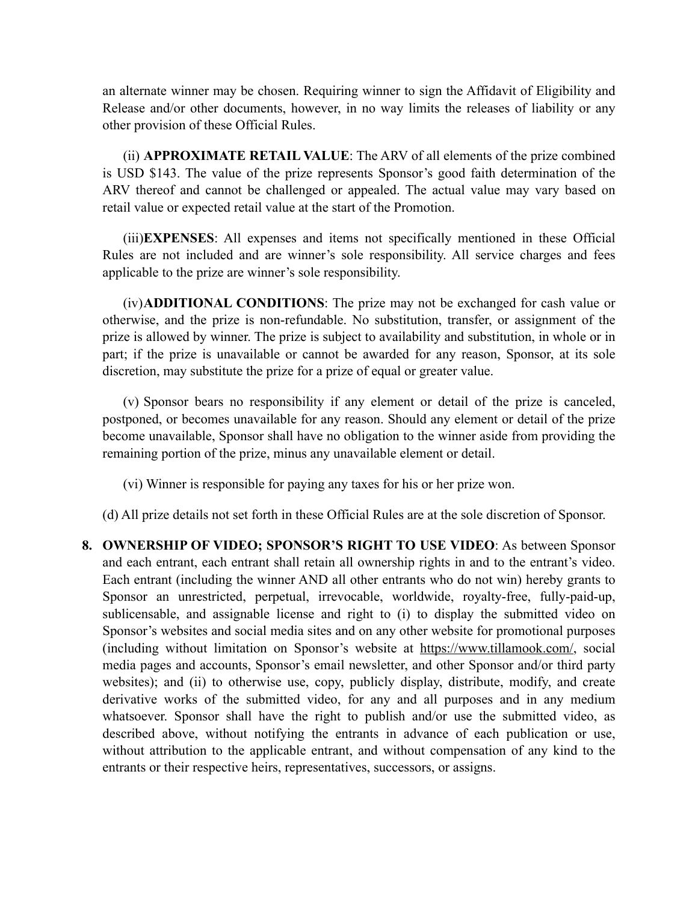an alternate winner may be chosen. Requiring winner to sign the Affidavit of Eligibility and Release and/or other documents, however, in no way limits the releases of liability or any other provision of these Official Rules.

(ii) **APPROXIMATE RETAIL VALUE**: The ARV of all elements of the prize combined is USD $143. The value of the prize represents Sponsor's good faith determination of the ARV thereof and cannot be challenged or appealed. The actual value may vary based on retail value or expected retail value at the start of the Promotion.

(iii)**EXPENSES**: All expenses and items not specifically mentioned in these Official Rules are not included and are winner's sole responsibility. All service charges and fees applicable to the prize are winner's sole responsibility.

(iv)**ADDITIONAL CONDITIONS**: The prize may not be exchanged for cash value or otherwise, and the prize is non-refundable. No substitution, transfer, or assignment of the prize is allowed by winner. The prize is subject to availability and substitution, in whole or in part; if the prize is unavailable or cannot be awarded for any reason, Sponsor, at its sole discretion, may substitute the prize for a prize of equal or greater value.

(v) Sponsor bears no responsibility if any element or detail of the prize is canceled, postponed, or becomes unavailable for any reason. Should any element or detail of the prize become unavailable, Sponsor shall have no obligation to the winner aside from providing the remaining portion of the prize, minus any unavailable element or detail.

(vi) Winner is responsible for paying any taxes for his or her prize won.

(d) All prize details not set forth in these Official Rules are at the sole discretion of Sponsor.

8. **OWNERSHIP OF VIDEO; SPONSOR'S RIGHT TO USE VIDEO**: As between Sponsor and each entrant, each entrant shall retain all ownership rights in and to the entrant's video. Each entrant (including the winner AND all other entrants who do not win) hereby grants to Sponsor an unrestricted, perpetual, irrevocable, worldwide, royalty-free, fully-paid-up, sublicensable, and assignable license and right to (i) to display the submitted video on Sponsor's websites and social media sites and on any other website for promotional purposes (including without limitation on Sponsor's website at https://www.tillamook.com/, social media pages and accounts, Sponsor's email newsletter, and other Sponsor and/or third party websites); and (ii) to otherwise use, copy, publicly display, distribute, modify, and create derivative works of the submitted video, for any and all purposes and in any medium whatsoever. Sponsor shall have the right to publish and/or use the submitted video, as described above, without notifying the entrants in advance of each publication or use, without attribution to the applicable entrant, and without compensation of any kind to the entrants or their respective heirs, representatives, successors, or assigns.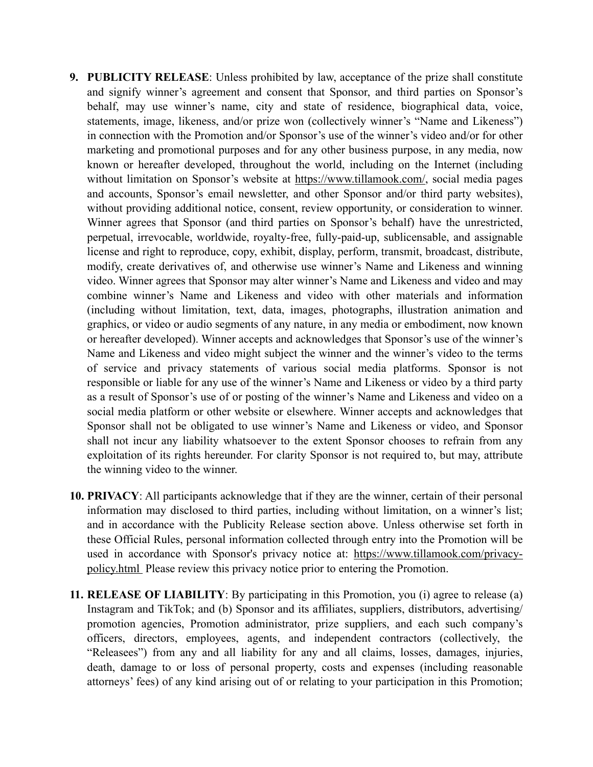9. **PUBLICITY RELEASE**: Unless prohibited by law, acceptance of the prize shall constitute and signify winner's agreement and consent that Sponsor, and third parties on Sponsor's behalf, may use winner's name, city and state of residence, biographical data, voice, statements, image, likeness, and/or prize won (collectively winner's "Name and Likeness") in connection with the Promotion and/or Sponsor's use of the winner's video and/or for other marketing and promotional purposes and for any other business purpose, in any media, now known or hereafter developed, throughout the world, including on the Internet (including without limitation on Sponsor's website at https://www.tillamook.com/, social media pages and accounts, Sponsor's email newsletter, and other Sponsor and/or third party websites), without providing additional notice, consent, review opportunity, or consideration to winner. Winner agrees that Sponsor (and third parties on Sponsor's behalf) have the unrestricted, perpetual, irrevocable, worldwide, royalty-free, fully-paid-up, sublicensable, and assignable license and right to reproduce, copy, exhibit, display, perform, transmit, broadcast, distribute, modify, create derivatives of, and otherwise use winner's Name and Likeness and winning video. Winner agrees that Sponsor may alter winner's Name and Likeness and video and may combine winner's Name and Likeness and video with other materials and information (including without limitation, text, data, images, photographs, illustration animation and graphics, or video or audio segments of any nature, in any media or embodiment, now known or hereafter developed). Winner accepts and acknowledges that Sponsor's use of the winner's Name and Likeness and video might subject the winner and the winner's video to the terms of service and privacy statements of various social media platforms. Sponsor is not responsible or liable for any use of the winner's Name and Likeness or video by a third party as a result of Sponsor's use of or posting of the winner's Name and Likeness and video on a social media platform or other website or elsewhere. Winner accepts and acknowledges that Sponsor shall not be obligated to use winner's Name and Likeness or video, and Sponsor shall not incur any liability whatsoever to the extent Sponsor chooses to refrain from any exploitation of its rights hereunder. For clarity Sponsor is not required to, but may, attribute the winning video to the winner.

10. **PRIVACY**: All participants acknowledge that if they are the winner, certain of their personal information may disclosed to third parties, including without limitation, on a winner's list; and in accordance with the Publicity Release section above. Unless otherwise set forth in these Official Rules, personal information collected through entry into the Promotion will be used in accordance with Sponsor's privacy notice at: https://www.tillamook.com/privacy-policy.html Please review this privacy notice prior to entering the Promotion.

11. **RELEASE OF LIABILITY**: By participating in this Promotion, you (i) agree to release (a) Instagram and TikTok; and (b) Sponsor and its affiliates, suppliers, distributors, advertising/ promotion agencies, Promotion administrator, prize suppliers, and each such company's officers, directors, employees, agents, and independent contractors (collectively, the "Releasees") from any and all liability for any and all claims, losses, damages, injuries, death, damage to or loss of personal property, costs and expenses (including reasonable attorneys' fees) of any kind arising out of or relating to your participation in this Promotion;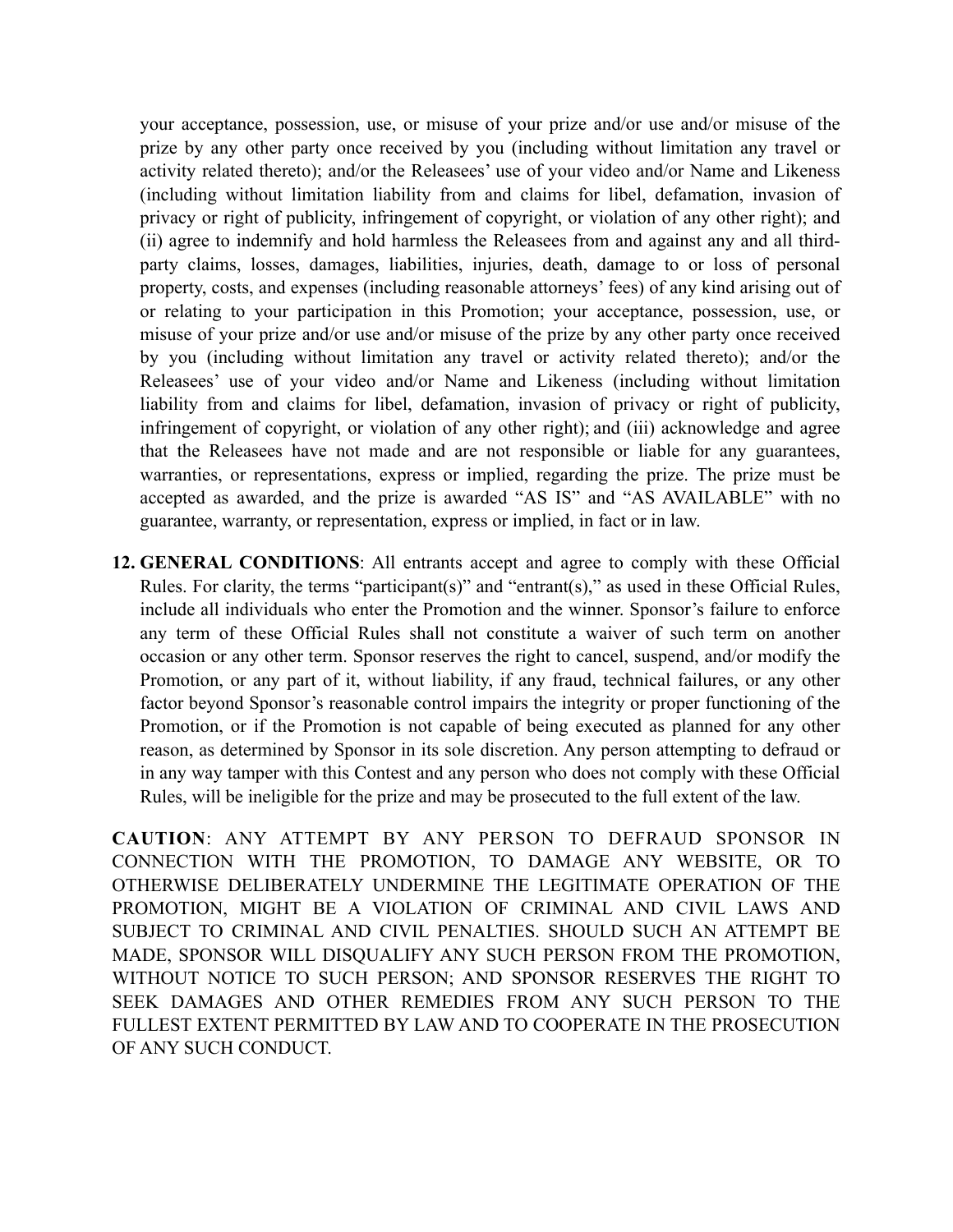your acceptance, possession, use, or misuse of your prize and/or use and/or misuse of the prize by any other party once received by you (including without limitation any travel or activity related thereto); and/or the Releasees' use of your video and/or Name and Likeness (including without limitation liability from and claims for libel, defamation, invasion of privacy or right of publicity, infringement of copyright, or violation of any other right); and (ii) agree to indemnify and hold harmless the Releasees from and against any and all third-party claims, losses, damages, liabilities, injuries, death, damage to or loss of personal property, costs, and expenses (including reasonable attorneys' fees) of any kind arising out of or relating to your participation in this Promotion; your acceptance, possession, use, or misuse of your prize and/or use and/or misuse of the prize by any other party once received by you (including without limitation any travel or activity related thereto); and/or the Releasees' use of your video and/or Name and Likeness (including without limitation liability from and claims for libel, defamation, invasion of privacy or right of publicity, infringement of copyright, or violation of any other right); and (iii) acknowledge and agree that the Releasees have not made and are not responsible or liable for any guarantees, warranties, or representations, express or implied, regarding the prize. The prize must be accepted as awarded, and the prize is awarded "AS IS" and "AS AVAILABLE" with no guarantee, warranty, or representation, express or implied, in fact or in law.

12. **GENERAL CONDITIONS**: All entrants accept and agree to comply with these Official Rules. For clarity, the terms "participant(s)" and "entrant(s)," as used in these Official Rules, include all individuals who enter the Promotion and the winner. Sponsor's failure to enforce any term of these Official Rules shall not constitute a waiver of such term on another occasion or any other term. Sponsor reserves the right to cancel, suspend, and/or modify the Promotion, or any part of it, without liability, if any fraud, technical failures, or any other factor beyond Sponsor's reasonable control impairs the integrity or proper functioning of the Promotion, or if the Promotion is not capable of being executed as planned for any other reason, as determined by Sponsor in its sole discretion. Any person attempting to defraud or in any way tamper with this Contest and any person who does not comply with these Official Rules, will be ineligible for the prize and may be prosecuted to the full extent of the law.

**CAUTION**: ANY ATTEMPT BY ANY PERSON TO DEFRAUD SPONSOR IN CONNECTION WITH THE PROMOTION, TO DAMAGE ANY WEBSITE, OR TO OTHERWISE DELIBERATELY UNDERMINE THE LEGITIMATE OPERATION OF THE PROMOTION, MIGHT BE A VIOLATION OF CRIMINAL AND CIVIL LAWS AND SUBJECT TO CRIMINAL AND CIVIL PENALTIES. SHOULD SUCH AN ATTEMPT BE MADE, SPONSOR WILL DISQUALIFY ANY SUCH PERSON FROM THE PROMOTION, WITHOUT NOTICE TO SUCH PERSON; AND SPONSOR RESERVES THE RIGHT TO SEEK DAMAGES AND OTHER REMEDIES FROM ANY SUCH PERSON TO THE FULLEST EXTENT PERMITTED BY LAW AND TO COOPERATE IN THE PROSECUTION OF ANY SUCH CONDUCT.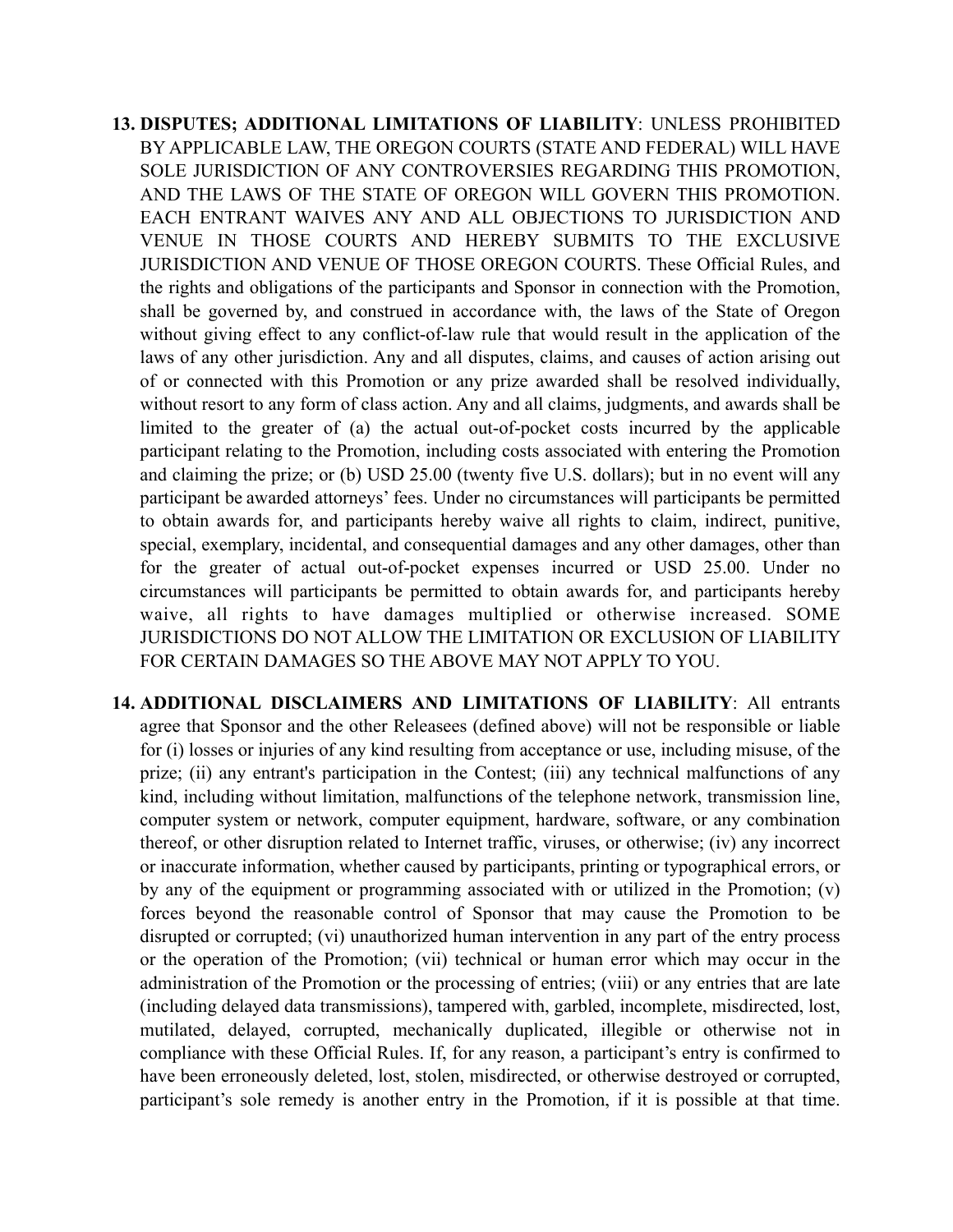13. **DISPUTES; ADDITIONAL LIMITATIONS OF LIABILITY**: UNLESS PROHIBITED BY APPLICABLE LAW, THE OREGON COURTS (STATE AND FEDERAL) WILL HAVE SOLE JURISDICTION OF ANY CONTROVERSIES REGARDING THIS PROMOTION, AND THE LAWS OF THE STATE OF OREGON WILL GOVERN THIS PROMOTION. EACH ENTRANT WAIVES ANY AND ALL OBJECTIONS TO JURISDICTION AND VENUE IN THOSE COURTS AND HEREBY SUBMITS TO THE EXCLUSIVE JURISDICTION AND VENUE OF THOSE OREGON COURTS. These Official Rules, and the rights and obligations of the participants and Sponsor in connection with the Promotion, shall be governed by, and construed in accordance with, the laws of the State of Oregon without giving effect to any conflict-of-law rule that would result in the application of the laws of any other jurisdiction. Any and all disputes, claims, and causes of action arising out of or connected with this Promotion or any prize awarded shall be resolved individually, without resort to any form of class action. Any and all claims, judgments, and awards shall be limited to the greater of (a) the actual out-of-pocket costs incurred by the applicable participant relating to the Promotion, including costs associated with entering the Promotion and claiming the prize; or (b) USD 25.00 (twenty five U.S. dollars); but in no event will any participant be awarded attorneys' fees. Under no circumstances will participants be permitted to obtain awards for, and participants hereby waive all rights to claim, indirect, punitive, special, exemplary, incidental, and consequential damages and any other damages, other than for the greater of actual out-of-pocket expenses incurred or USD 25.00. Under no circumstances will participants be permitted to obtain awards for, and participants hereby waive, all rights to have damages multiplied or otherwise increased. SOME JURISDICTIONS DO NOT ALLOW THE LIMITATION OR EXCLUSION OF LIABILITY FOR CERTAIN DAMAGES SO THE ABOVE MAY NOT APPLY TO YOU.

14. **ADDITIONAL DISCLAIMERS AND LIMITATIONS OF LIABILITY**: All entrants agree that Sponsor and the other Releasees (defined above) will not be responsible or liable for (i) losses or injuries of any kind resulting from acceptance or use, including misuse, of the prize; (ii) any entrant's participation in the Contest; (iii) any technical malfunctions of any kind, including without limitation, malfunctions of the telephone network, transmission line, computer system or network, computer equipment, hardware, software, or any combination thereof, or other disruption related to Internet traffic, viruses, or otherwise; (iv) any incorrect or inaccurate information, whether caused by participants, printing or typographical errors, or by any of the equipment or programming associated with or utilized in the Promotion; (v) forces beyond the reasonable control of Sponsor that may cause the Promotion to be disrupted or corrupted; (vi) unauthorized human intervention in any part of the entry process or the operation of the Promotion; (vii) technical or human error which may occur in the administration of the Promotion or the processing of entries; (viii) or any entries that are late (including delayed data transmissions), tampered with, garbled, incomplete, misdirected, lost, mutilated, delayed, corrupted, mechanically duplicated, illegible or otherwise not in compliance with these Official Rules. If, for any reason, a participant's entry is confirmed to have been erroneously deleted, lost, stolen, misdirected, or otherwise destroyed or corrupted, participant's sole remedy is another entry in the Promotion, if it is possible at that time.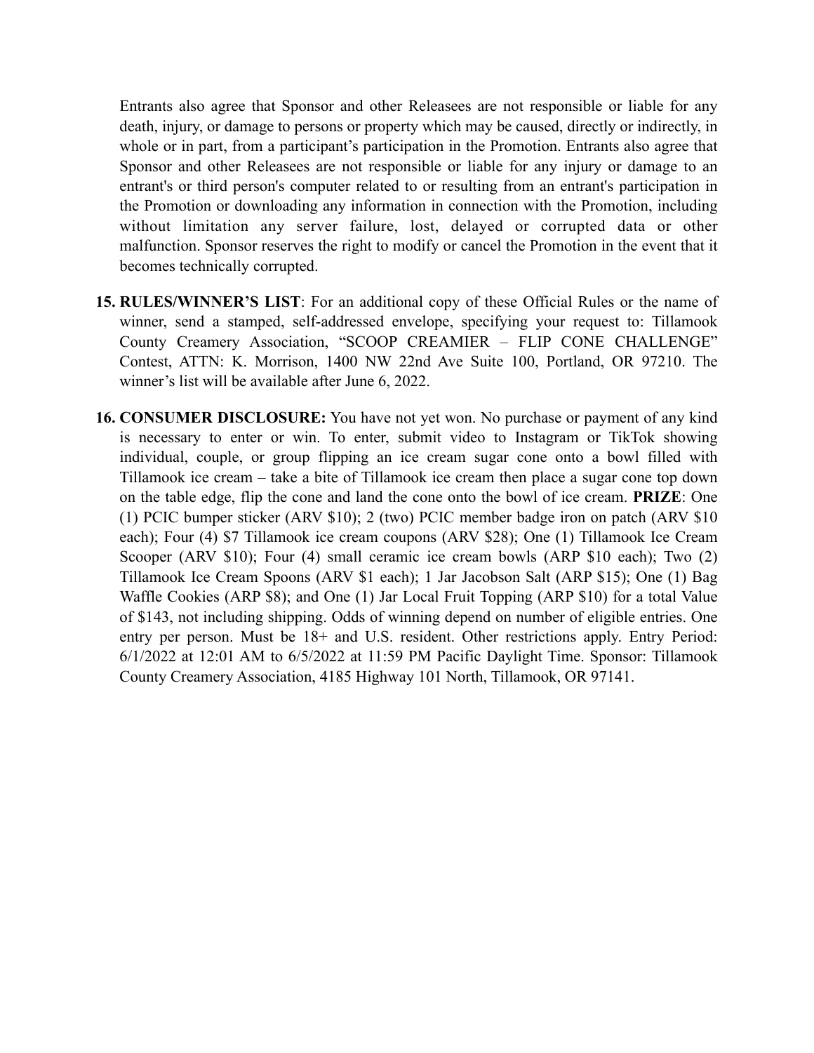Entrants also agree that Sponsor and other Releasees are not responsible or liable for any death, injury, or damage to persons or property which may be caused, directly or indirectly, in whole or in part, from a participant's participation in the Promotion. Entrants also agree that Sponsor and other Releasees are not responsible or liable for any injury or damage to an entrant's or third person's computer related to or resulting from an entrant's participation in the Promotion or downloading any information in connection with the Promotion, including without limitation any server failure, lost, delayed or corrupted data or other malfunction. Sponsor reserves the right to modify or cancel the Promotion in the event that it becomes technically corrupted.

15. **RULES/WINNER'S LIST**: For an additional copy of these Official Rules or the name of winner, send a stamped, self-addressed envelope, specifying your request to: Tillamook County Creamery Association, "SCOOP CREAMIER – FLIP CONE CHALLENGE" Contest, ATTN: K. Morrison, 1400 NW 22nd Ave Suite 100, Portland, OR 97210. The winner's list will be available after June 6, 2022.

16. **CONSUMER DISCLOSURE:** You have not yet won. No purchase or payment of any kind is necessary to enter or win. To enter, submit video to Instagram or TikTok showing individual, couple, or group flipping an ice cream sugar cone onto a bowl filled with Tillamook ice cream – take a bite of Tillamook ice cream then place a sugar cone top down on the table edge, flip the cone and land the cone onto the bowl of ice cream. **PRIZE**: One (1) PCIC bumper sticker (ARV $10); 2 (two) PCIC member badge iron on patch (ARV $10 each); Four (4) $7 Tillamook ice cream coupons (ARV $28); One (1) Tillamook Ice Cream Scooper (ARV $10); Four (4) small ceramic ice cream bowls (ARP $10 each); Two (2) Tillamook Ice Cream Spoons (ARV $1 each); 1 Jar Jacobson Salt (ARP $15); One (1) Bag Waffle Cookies (ARP $8); and One (1) Jar Local Fruit Topping (ARP $10) for a total Value of $143, not including shipping. Odds of winning depend on number of eligible entries. One entry per person. Must be 18+ and U.S. resident. Other restrictions apply. Entry Period: 6/1/2022 at 12:01 AM to 6/5/2022 at 11:59 PM Pacific Daylight Time. Sponsor: Tillamook County Creamery Association, 4185 Highway 101 North, Tillamook, OR 97141.